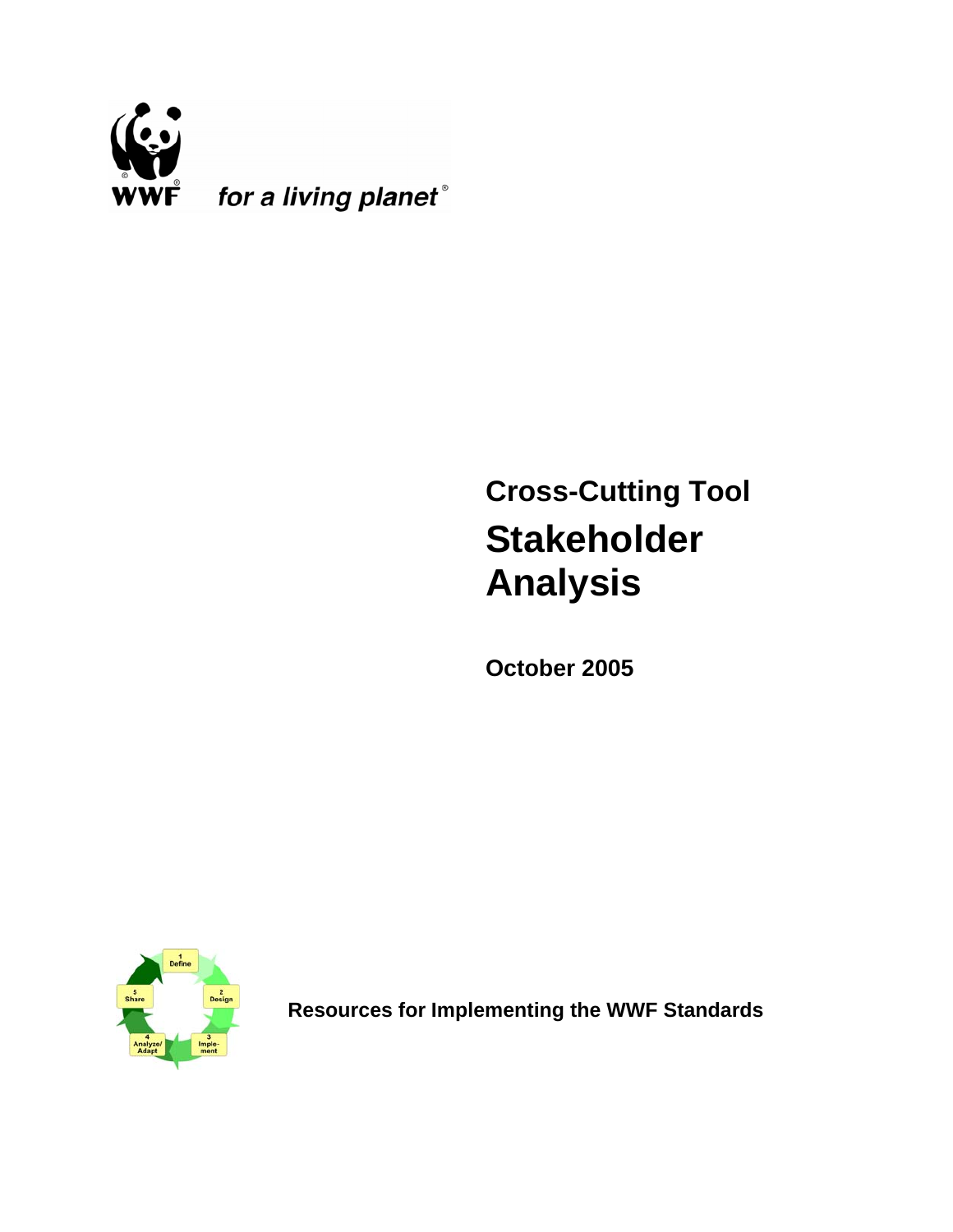WWF *for a living planet*

## Cross-Cutting Tool

# Stakeholder Analysis

**October 2005**

**Resources for Implementing the WWF Standards**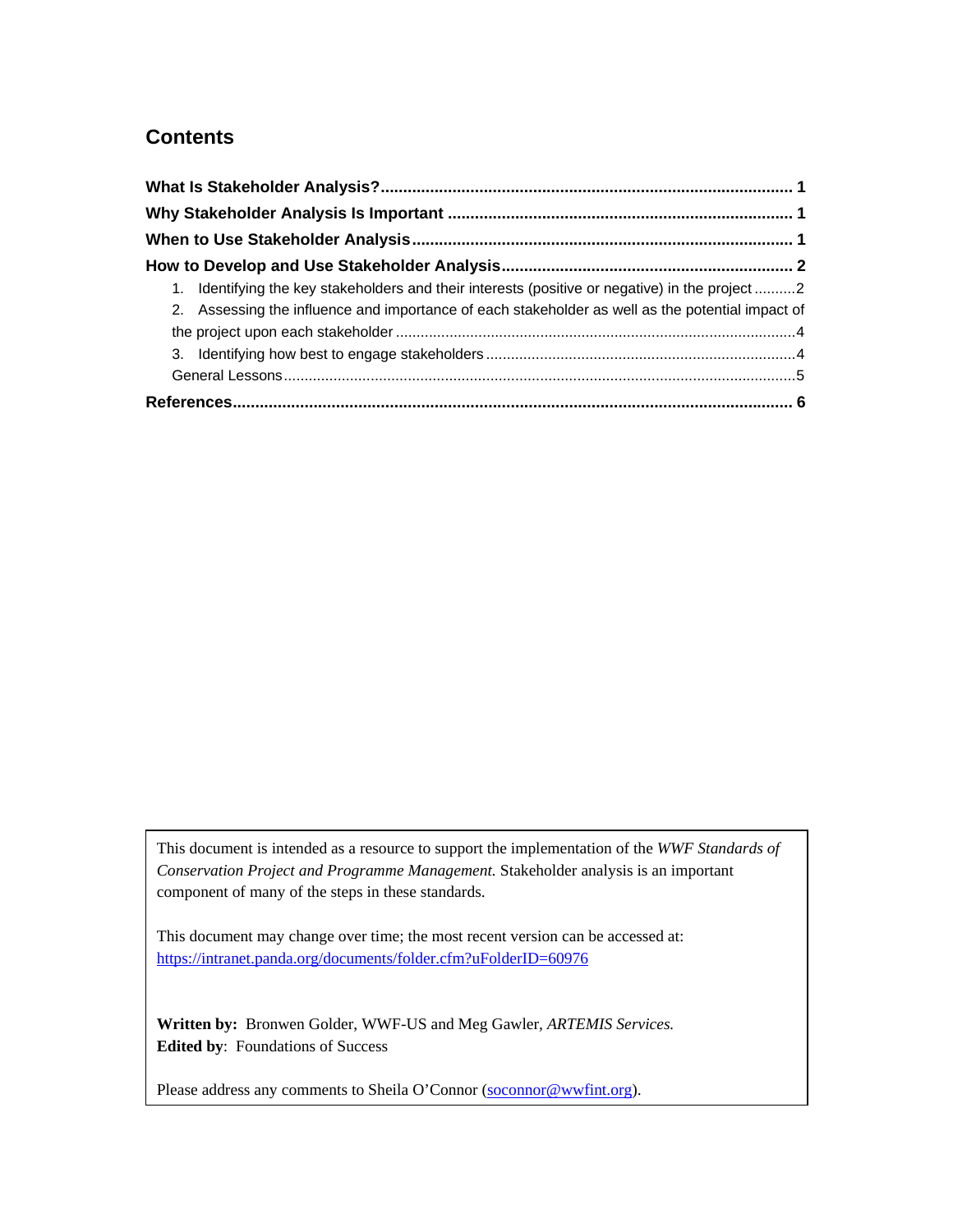## Contents

**What Is Stakeholder Analysis?** .......... **1**

**Why Stakeholder Analysis Is Important** .......... **1**

**When to Use Stakeholder Analysis** .......... **1**

**How to Develop and Use Stakeholder Analysis** .......... **2**

1. Identifying the key stakeholders and their interests (positive or negative) in the project .......... 2
2. Assessing the influence and importance of each stakeholder as well as the potential impact of the project upon each stakeholder .......... 4
3. Identifying how best to engage stakeholders .......... 4

General Lessons .......... 5

**References** .......... **6**

---

This document is intended as a resource to support the implementation of the *WWF Standards of Conservation Project and Programme Management.* Stakeholder analysis is an important component of many of the steps in these standards.

This document may change over time; the most recent version can be accessed at: https://intranet.panda.org/documents/folder.cfm?uFolderID=60976

**Written by:** Bronwen Golder, WWF-US and Meg Gawler, *ARTEMIS Services.*
**Edited by**: Foundations of Success

Please address any comments to Sheila O'Connor (soconnor@wwfint.org).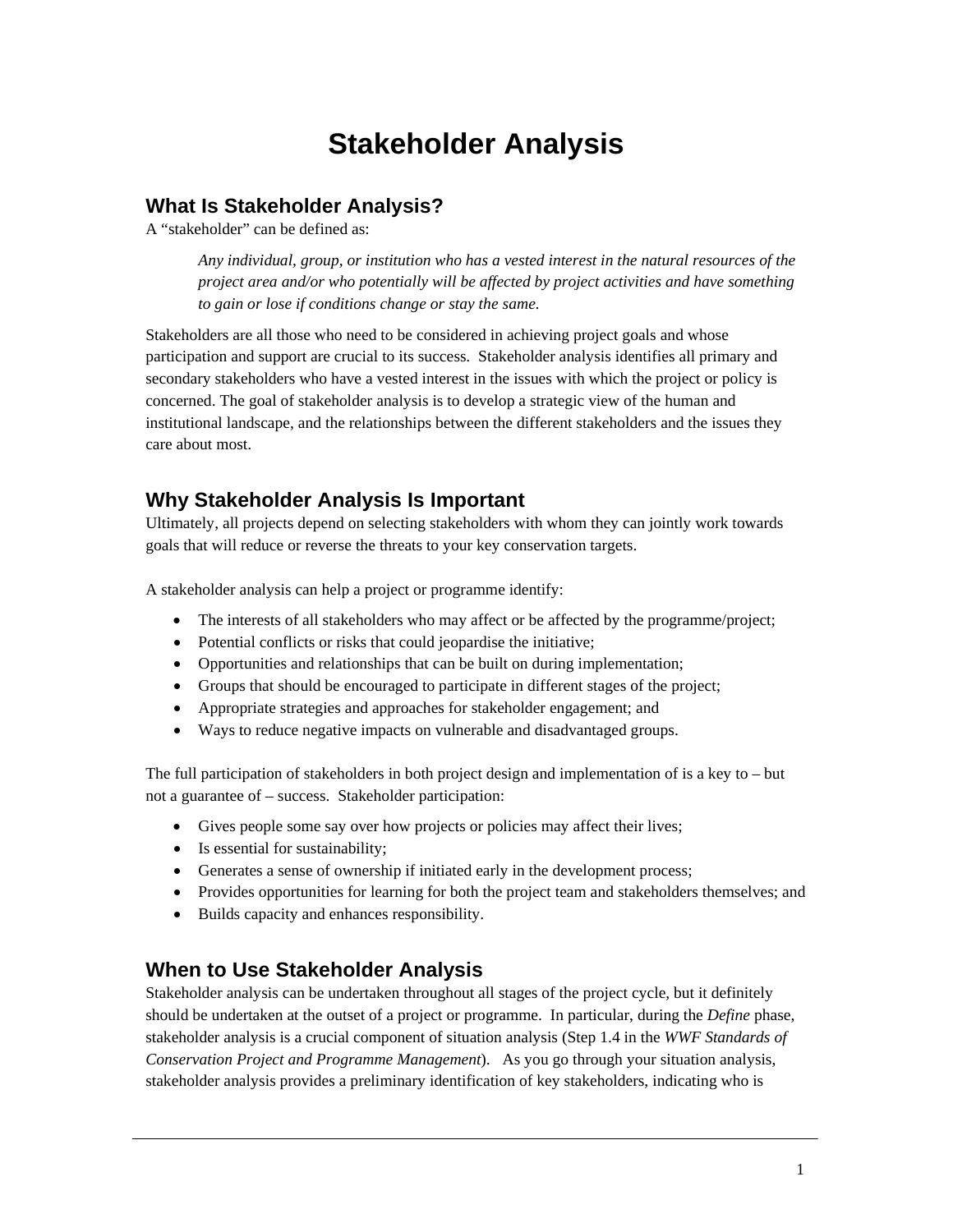# Stakeholder Analysis

## What Is Stakeholder Analysis?

A "stakeholder" can be defined as:

> *Any individual, group, or institution who has a vested interest in the natural resources of the project area and/or who potentially will be affected by project activities and have something to gain or lose if conditions change or stay the same.*

Stakeholders are all those who need to be considered in achieving project goals and whose participation and support are crucial to its success. Stakeholder analysis identifies all primary and secondary stakeholders who have a vested interest in the issues with which the project or policy is concerned. The goal of stakeholder analysis is to develop a strategic view of the human and institutional landscape, and the relationships between the different stakeholders and the issues they care about most.

## Why Stakeholder Analysis Is Important

Ultimately, all projects depend on selecting stakeholders with whom they can jointly work towards goals that will reduce or reverse the threats to your key conservation targets.

A stakeholder analysis can help a project or programme identify:

- The interests of all stakeholders who may affect or be affected by the programme/project;
- Potential conflicts or risks that could jeopardise the initiative;
- Opportunities and relationships that can be built on during implementation;
- Groups that should be encouraged to participate in different stages of the project;
- Appropriate strategies and approaches for stakeholder engagement; and
- Ways to reduce negative impacts on vulnerable and disadvantaged groups.

The full participation of stakeholders in both project design and implementation of is a key to – but not a guarantee of – success. Stakeholder participation:

- Gives people some say over how projects or policies may affect their lives;
- Is essential for sustainability;
- Generates a sense of ownership if initiated early in the development process;
- Provides opportunities for learning for both the project team and stakeholders themselves; and
- Builds capacity and enhances responsibility.

## When to Use Stakeholder Analysis

Stakeholder analysis can be undertaken throughout all stages of the project cycle, but it definitely should be undertaken at the outset of a project or programme. In particular, during the *Define* phase, stakeholder analysis is a crucial component of situation analysis (Step 1.4 in the *WWF Standards of Conservation Project and Programme Management*). As you go through your situation analysis, stakeholder analysis provides a preliminary identification of key stakeholders, indicating who is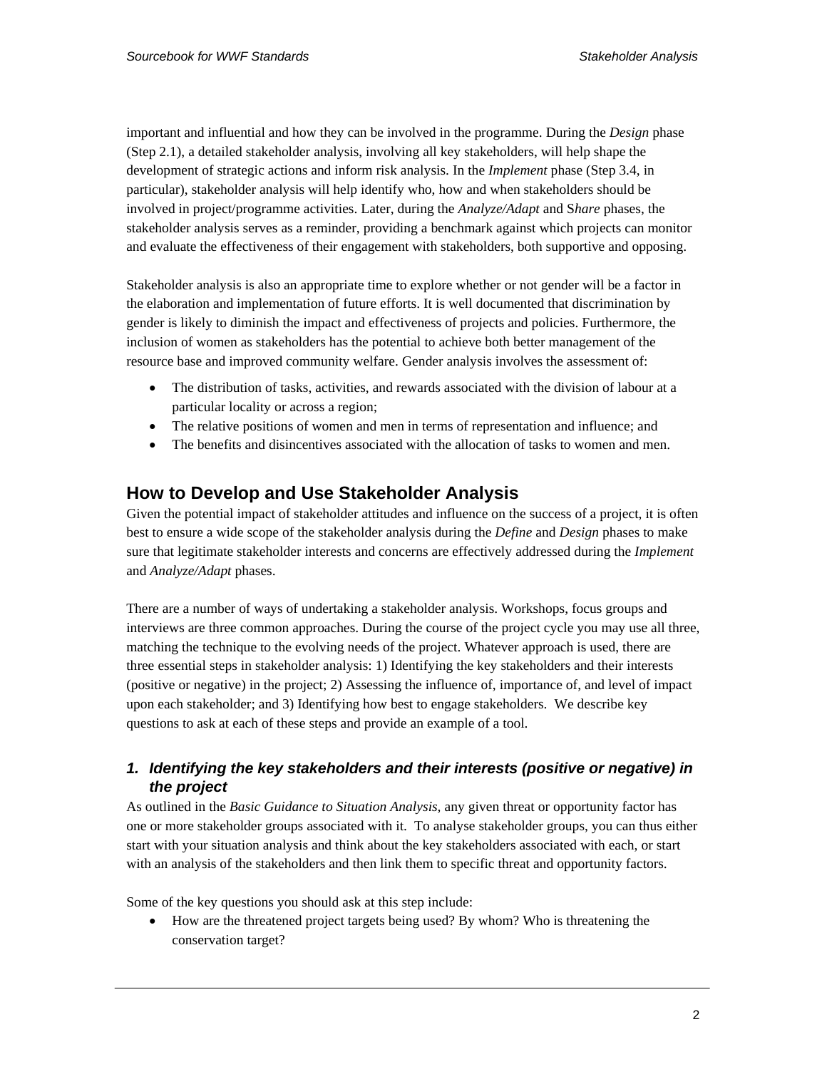important and influential and how they can be involved in the programme. During the *Design* phase (Step 2.1), a detailed stakeholder analysis, involving all key stakeholders, will help shape the development of strategic actions and inform risk analysis. In the *Implement* phase (Step 3.4, in particular), stakeholder analysis will help identify who, how and when stakeholders should be involved in project/programme activities. Later, during the *Analyze/Adapt* and S*hare* phases, the stakeholder analysis serves as a reminder, providing a benchmark against which projects can monitor and evaluate the effectiveness of their engagement with stakeholders, both supportive and opposing.

Stakeholder analysis is also an appropriate time to explore whether or not gender will be a factor in the elaboration and implementation of future efforts. It is well documented that discrimination by gender is likely to diminish the impact and effectiveness of projects and policies. Furthermore, the inclusion of women as stakeholders has the potential to achieve both better management of the resource base and improved community welfare. Gender analysis involves the assessment of:

- The distribution of tasks, activities, and rewards associated with the division of labour at a particular locality or across a region;
- The relative positions of women and men in terms of representation and influence; and
- The benefits and disincentives associated with the allocation of tasks to women and men.

## How to Develop and Use Stakeholder Analysis

Given the potential impact of stakeholder attitudes and influence on the success of a project, it is often best to ensure a wide scope of the stakeholder analysis during the *Define* and *Design* phases to make sure that legitimate stakeholder interests and concerns are effectively addressed during the *Implement* and *Analyze/Adapt* phases.

There are a number of ways of undertaking a stakeholder analysis. Workshops, focus groups and interviews are three common approaches. During the course of the project cycle you may use all three, matching the technique to the evolving needs of the project. Whatever approach is used, there are three essential steps in stakeholder analysis: 1) Identifying the key stakeholders and their interests (positive or negative) in the project; 2) Assessing the influence of, importance of, and level of impact upon each stakeholder; and 3) Identifying how best to engage stakeholders. We describe key questions to ask at each of these steps and provide an example of a tool.

### *1. Identifying the key stakeholders and their interests (positive or negative) in the project*

As outlined in the *Basic Guidance to Situation Analysis*, any given threat or opportunity factor has one or more stakeholder groups associated with it. To analyse stakeholder groups, you can thus either start with your situation analysis and think about the key stakeholders associated with each, or start with an analysis of the stakeholders and then link them to specific threat and opportunity factors.

Some of the key questions you should ask at this step include:

- How are the threatened project targets being used? By whom? Who is threatening the conservation target?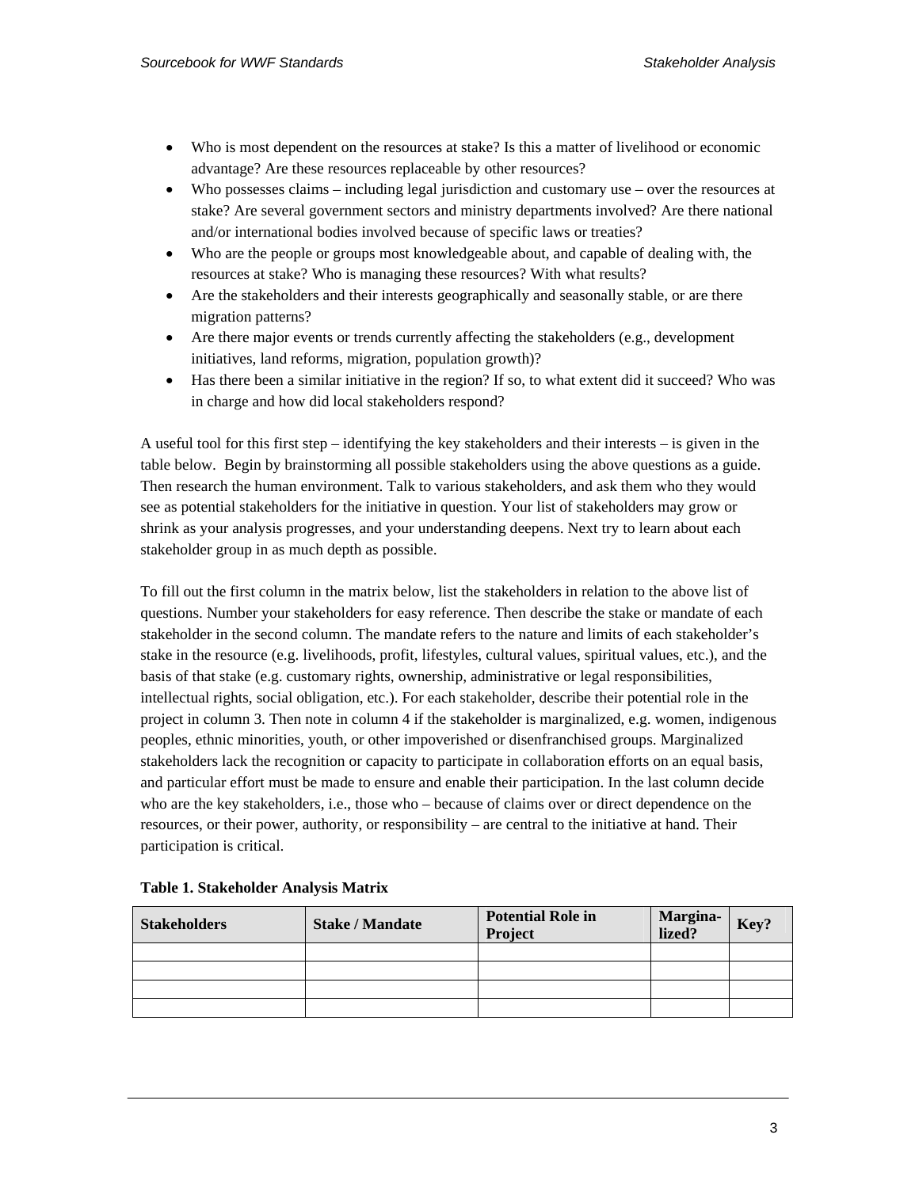- Who is most dependent on the resources at stake? Is this a matter of livelihood or economic advantage? Are these resources replaceable by other resources?
- Who possesses claims – including legal jurisdiction and customary use – over the resources at stake? Are several government sectors and ministry departments involved? Are there national and/or international bodies involved because of specific laws or treaties?
- Who are the people or groups most knowledgeable about, and capable of dealing with, the resources at stake? Who is managing these resources? With what results?
- Are the stakeholders and their interests geographically and seasonally stable, or are there migration patterns?
- Are there major events or trends currently affecting the stakeholders (e.g., development initiatives, land reforms, migration, population growth)?
- Has there been a similar initiative in the region? If so, to what extent did it succeed? Who was in charge and how did local stakeholders respond?

A useful tool for this first step – identifying the key stakeholders and their interests – is given in the table below. Begin by brainstorming all possible stakeholders using the above questions as a guide. Then research the human environment. Talk to various stakeholders, and ask them who they would see as potential stakeholders for the initiative in question. Your list of stakeholders may grow or shrink as your analysis progresses, and your understanding deepens. Next try to learn about each stakeholder group in as much depth as possible.

To fill out the first column in the matrix below, list the stakeholders in relation to the above list of questions. Number your stakeholders for easy reference. Then describe the stake or mandate of each stakeholder in the second column. The mandate refers to the nature and limits of each stakeholder's stake in the resource (e.g. livelihoods, profit, lifestyles, cultural values, spiritual values, etc.), and the basis of that stake (e.g. customary rights, ownership, administrative or legal responsibilities, intellectual rights, social obligation, etc.). For each stakeholder, describe their potential role in the project in column 3. Then note in column 4 if the stakeholder is marginalized, e.g. women, indigenous peoples, ethnic minorities, youth, or other impoverished or disenfranchised groups. Marginalized stakeholders lack the recognition or capacity to participate in collaboration efforts on an equal basis, and particular effort must be made to ensure and enable their participation. In the last column decide who are the key stakeholders, i.e., those who – because of claims over or direct dependence on the resources, or their power, authority, or responsibility – are central to the initiative at hand. Their participation is critical.

**Table 1. Stakeholder Analysis Matrix**

| Stakeholders | Stake / Mandate | Potential Role in Project | Margina-lized? | Key? |
|---|---|---|---|---|
| | | | | |
| | | | | |
| | | | | |
| | | | | |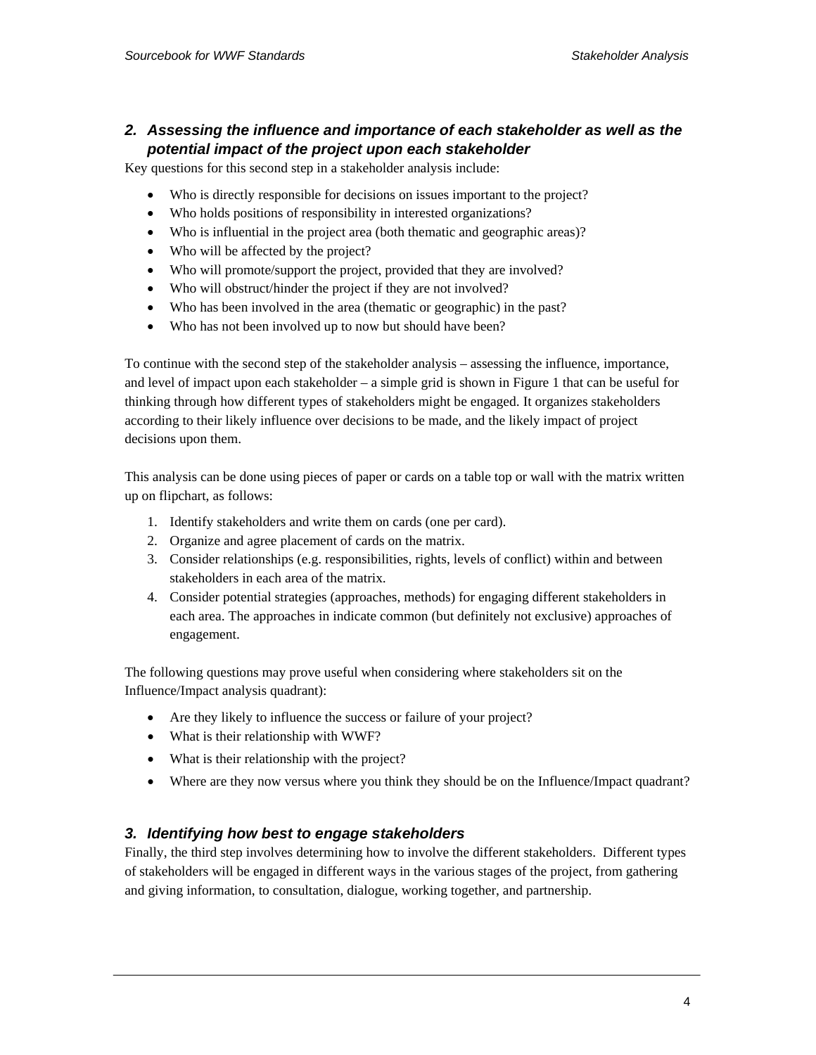## 2. *Assessing the influence and importance of each stakeholder as well as the potential impact of the project upon each stakeholder*

Key questions for this second step in a stakeholder analysis include:

- Who is directly responsible for decisions on issues important to the project?
- Who holds positions of responsibility in interested organizations?
- Who is influential in the project area (both thematic and geographic areas)?
- Who will be affected by the project?
- Who will promote/support the project, provided that they are involved?
- Who will obstruct/hinder the project if they are not involved?
- Who has been involved in the area (thematic or geographic) in the past?
- Who has not been involved up to now but should have been?

To continue with the second step of the stakeholder analysis – assessing the influence, importance, and level of impact upon each stakeholder – a simple grid is shown in Figure 1 that can be useful for thinking through how different types of stakeholders might be engaged. It organizes stakeholders according to their likely influence over decisions to be made, and the likely impact of project decisions upon them.

This analysis can be done using pieces of paper or cards on a table top or wall with the matrix written up on flipchart, as follows:

1. Identify stakeholders and write them on cards (one per card).
2. Organize and agree placement of cards on the matrix.
3. Consider relationships (e.g. responsibilities, rights, levels of conflict) within and between stakeholders in each area of the matrix.
4. Consider potential strategies (approaches, methods) for engaging different stakeholders in each area. The approaches in indicate common (but definitely not exclusive) approaches of engagement.

The following questions may prove useful when considering where stakeholders sit on the Influence/Impact analysis quadrant):

- Are they likely to influence the success or failure of your project?
- What is their relationship with WWF?
- What is their relationship with the project?
- Where are they now versus where you think they should be on the Influence/Impact quadrant?

## 3. *Identifying how best to engage stakeholders*

Finally, the third step involves determining how to involve the different stakeholders. Different types of stakeholders will be engaged in different ways in the various stages of the project, from gathering and giving information, to consultation, dialogue, working together, and partnership.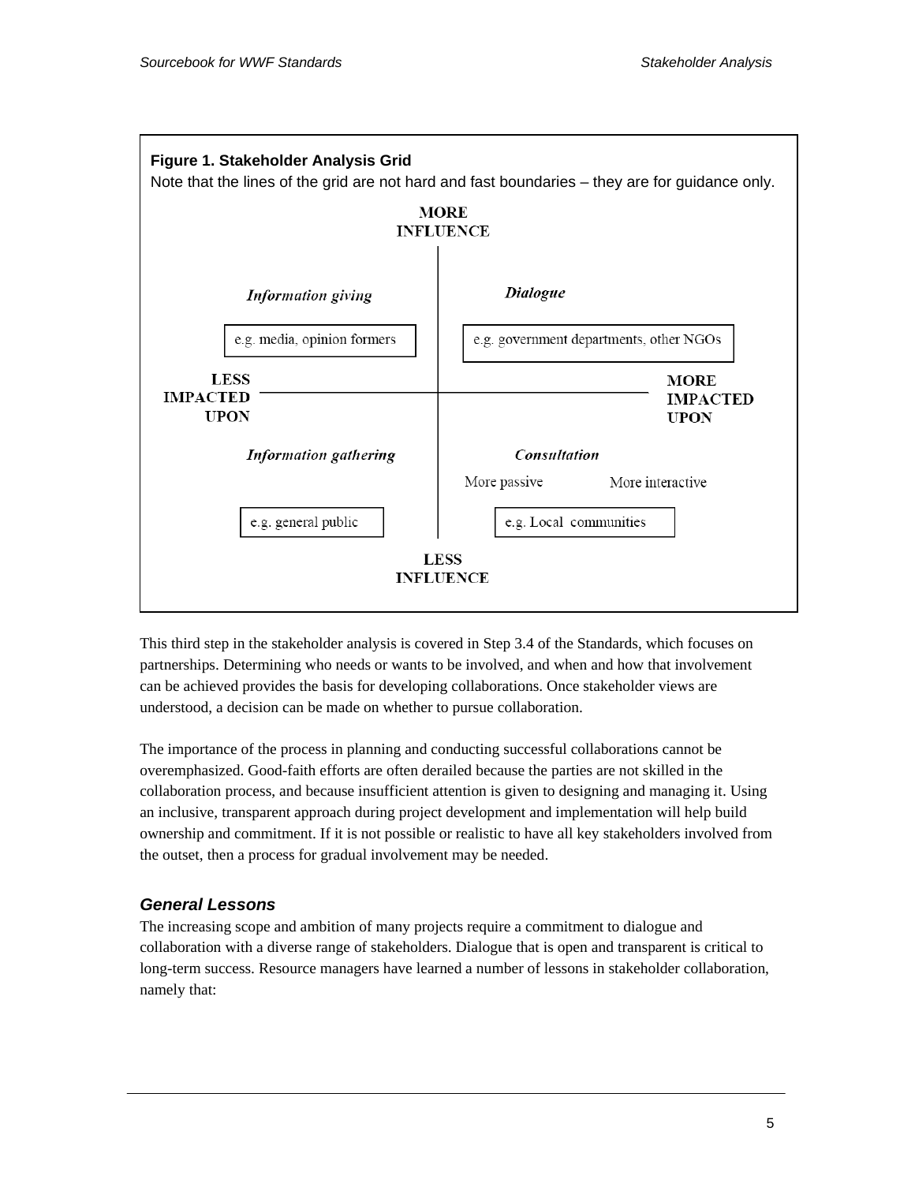**Figure 1. Stakeholder Analysis Grid**

Note that the lines of the grid are not hard and fast boundaries – they are for guidance only.

| | LESS IMPACTED UPON | MORE IMPACTED UPON |
|---|---|---|
| **MORE INFLUENCE** | *Information giving* (e.g. media, opinion formers) | *Dialogue* (e.g. government departments, other NGOs) |
| **LESS INFLUENCE** | *Information gathering* (e.g. general public) | *Consultation* — More passive / More interactive (e.g. Local communities) |

This third step in the stakeholder analysis is covered in Step 3.4 of the Standards, which focuses on partnerships. Determining who needs or wants to be involved, and when and how that involvement can be achieved provides the basis for developing collaborations. Once stakeholder views are understood, a decision can be made on whether to pursue collaboration.

The importance of the process in planning and conducting successful collaborations cannot be overemphasized. Good-faith efforts are often derailed because the parties are not skilled in the collaboration process, and because insufficient attention is given to designing and managing it. Using an inclusive, transparent approach during project development and implementation will help build ownership and commitment. If it is not possible or realistic to have all key stakeholders involved from the outset, then a process for gradual involvement may be needed.

### *General Lessons*

The increasing scope and ambition of many projects require a commitment to dialogue and collaboration with a diverse range of stakeholders. Dialogue that is open and transparent is critical to long-term success. Resource managers have learned a number of lessons in stakeholder collaboration, namely that: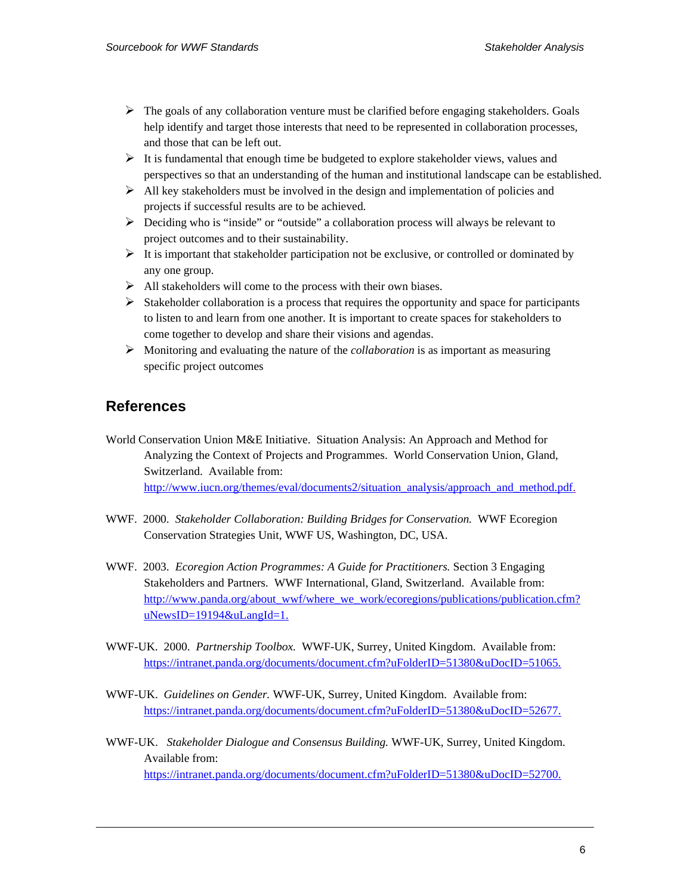- The goals of any collaboration venture must be clarified before engaging stakeholders. Goals help identify and target those interests that need to be represented in collaboration processes, and those that can be left out.
- It is fundamental that enough time be budgeted to explore stakeholder views, values and perspectives so that an understanding of the human and institutional landscape can be established.
- All key stakeholders must be involved in the design and implementation of policies and projects if successful results are to be achieved.
- Deciding who is "inside" or "outside" a collaboration process will always be relevant to project outcomes and to their sustainability.
- It is important that stakeholder participation not be exclusive, or controlled or dominated by any one group.
- All stakeholders will come to the process with their own biases.
- Stakeholder collaboration is a process that requires the opportunity and space for participants to listen to and learn from one another. It is important to create spaces for stakeholders to come together to develop and share their visions and agendas.
- Monitoring and evaluating the nature of the *collaboration* is as important as measuring specific project outcomes

## References

World Conservation Union M&E Initiative. Situation Analysis: An Approach and Method for Analyzing the Context of Projects and Programmes. World Conservation Union, Gland, Switzerland. Available from: http://www.iucn.org/themes/eval/documents2/situation_analysis/approach_and_method.pdf.

WWF. 2000. *Stakeholder Collaboration: Building Bridges for Conservation.* WWF Ecoregion Conservation Strategies Unit, WWF US, Washington, DC, USA.

WWF. 2003. *Ecoregion Action Programmes: A Guide for Practitioners.* Section 3 Engaging Stakeholders and Partners. WWF International, Gland, Switzerland. Available from: http://www.panda.org/about_wwf/where_we_work/ecoregions/publications/publication.cfm?uNewsID=19194&uLangId=1.

WWF-UK. 2000. *Partnership Toolbox.* WWF-UK, Surrey, United Kingdom. Available from: https://intranet.panda.org/documents/document.cfm?uFolderID=51380&uDocID=51065.

WWF-UK. *Guidelines on Gender.* WWF-UK, Surrey, United Kingdom. Available from: https://intranet.panda.org/documents/document.cfm?uFolderID=51380&uDocID=52677.

WWF-UK. *Stakeholder Dialogue and Consensus Building.* WWF-UK, Surrey, United Kingdom. Available from: https://intranet.panda.org/documents/document.cfm?uFolderID=51380&uDocID=52700.